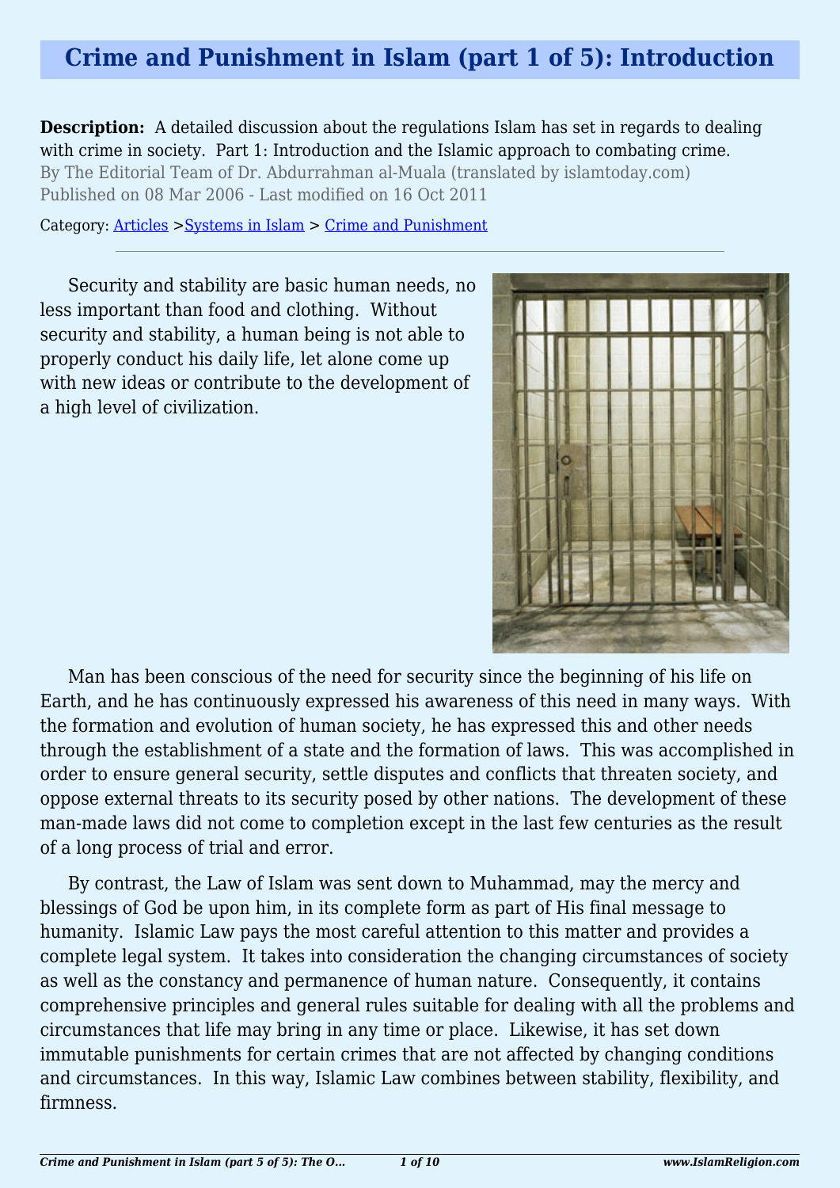# Crime and Punishment in Islam (part 1 of 5): Introduction

**Description:** A detailed discussion about the regulations Islam has set in regards to dealing with crime in society. Part 1: Introduction and the Islamic approach to combating crime.

By The Editorial Team of Dr. Abdurrahman al-Muala (translated by islamtoday.com)

Published on 08 Mar 2006 - Last modified on 16 Oct 2011

Category: Articles >Systems in Islam > Crime and Punishment

---

Security and stability are basic human needs, no less important than food and clothing. Without security and stability, a human being is not able to properly conduct his daily life, let alone come up with new ideas or contribute to the development of a high level of civilization.

Man has been conscious of the need for security since the beginning of his life on Earth, and he has continuously expressed his awareness of this need in many ways. With the formation and evolution of human society, he has expressed this and other needs through the establishment of a state and the formation of laws. This was accomplished in order to ensure general security, settle disputes and conflicts that threaten society, and oppose external threats to its security posed by other nations. The development of these man-made laws did not come to completion except in the last few centuries as the result of a long process of trial and error.

By contrast, the Law of Islam was sent down to Muhammad, may the mercy and blessings of God be upon him, in its complete form as part of His final message to humanity. Islamic Law pays the most careful attention to this matter and provides a complete legal system. It takes into consideration the changing circumstances of society as well as the constancy and permanence of human nature. Consequently, it contains comprehensive principles and general rules suitable for dealing with all the problems and circumstances that life may bring in any time or place. Likewise, it has set down immutable punishments for certain crimes that are not affected by changing conditions and circumstances. In this way, Islamic Law combines between stability, flexibility, and firmness.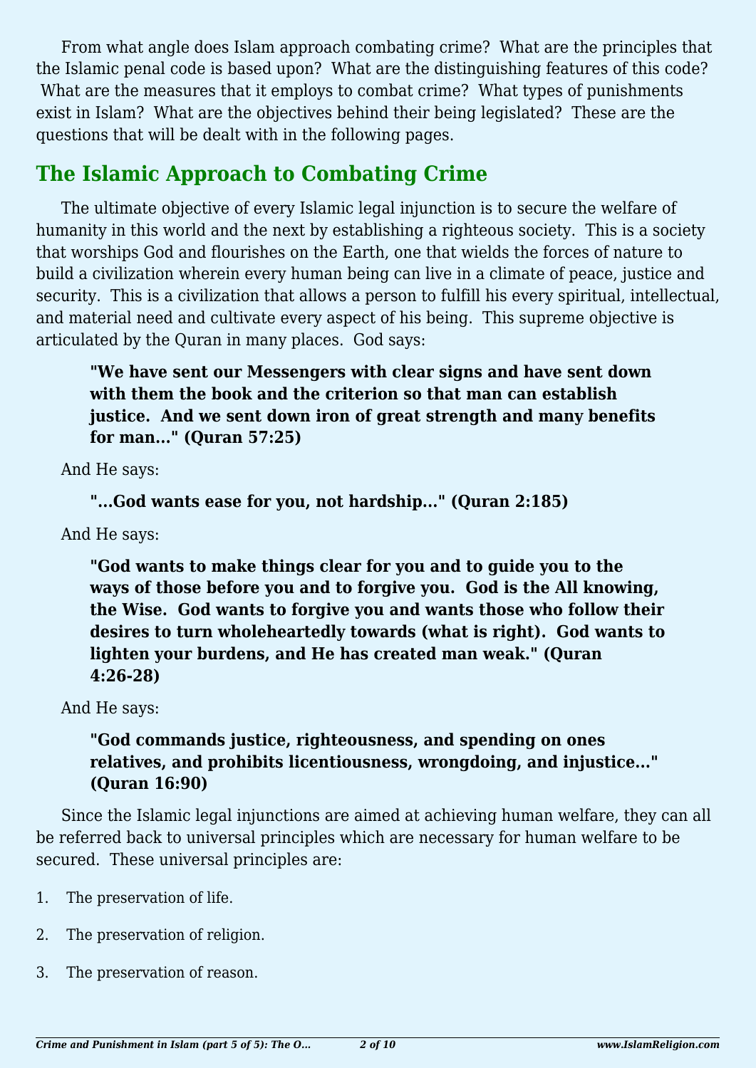From what angle does Islam approach combating crime? What are the principles that the Islamic penal code is based upon? What are the distinguishing features of this code? What are the measures that it employs to combat crime? What types of punishments exist in Islam? What are the objectives behind their being legislated? These are the questions that will be dealt with in the following pages.

## The Islamic Approach to Combating Crime

The ultimate objective of every Islamic legal injunction is to secure the welfare of humanity in this world and the next by establishing a righteous society. This is a society that worships God and flourishes on the Earth, one that wields the forces of nature to build a civilization wherein every human being can live in a climate of peace, justice and security. This is a civilization that allows a person to fulfill his every spiritual, intellectual, and material need and cultivate every aspect of his being. This supreme objective is articulated by the Quran in many places. God says:

> **"We have sent our Messengers with clear signs and have sent down with them the book and the criterion so that man can establish justice. And we sent down iron of great strength and many benefits for man..." (Quran 57:25)**

And He says:

> **"...God wants ease for you, not hardship..." (Quran 2:185)**

And He says:

> **"God wants to make things clear for you and to guide you to the ways of those before you and to forgive you. God is the All knowing, the Wise. God wants to forgive you and wants those who follow their desires to turn wholeheartedly towards (what is right). God wants to lighten your burdens, and He has created man weak." (Quran 4:26-28)**

And He says:

> **"God commands justice, righteousness, and spending on ones relatives, and prohibits licentiousness, wrongdoing, and injustice..." (Quran 16:90)**

Since the Islamic legal injunctions are aimed at achieving human welfare, they can all be referred back to universal principles which are necessary for human welfare to be secured. These universal principles are:

1. The preservation of life.
2. The preservation of religion.
3. The preservation of reason.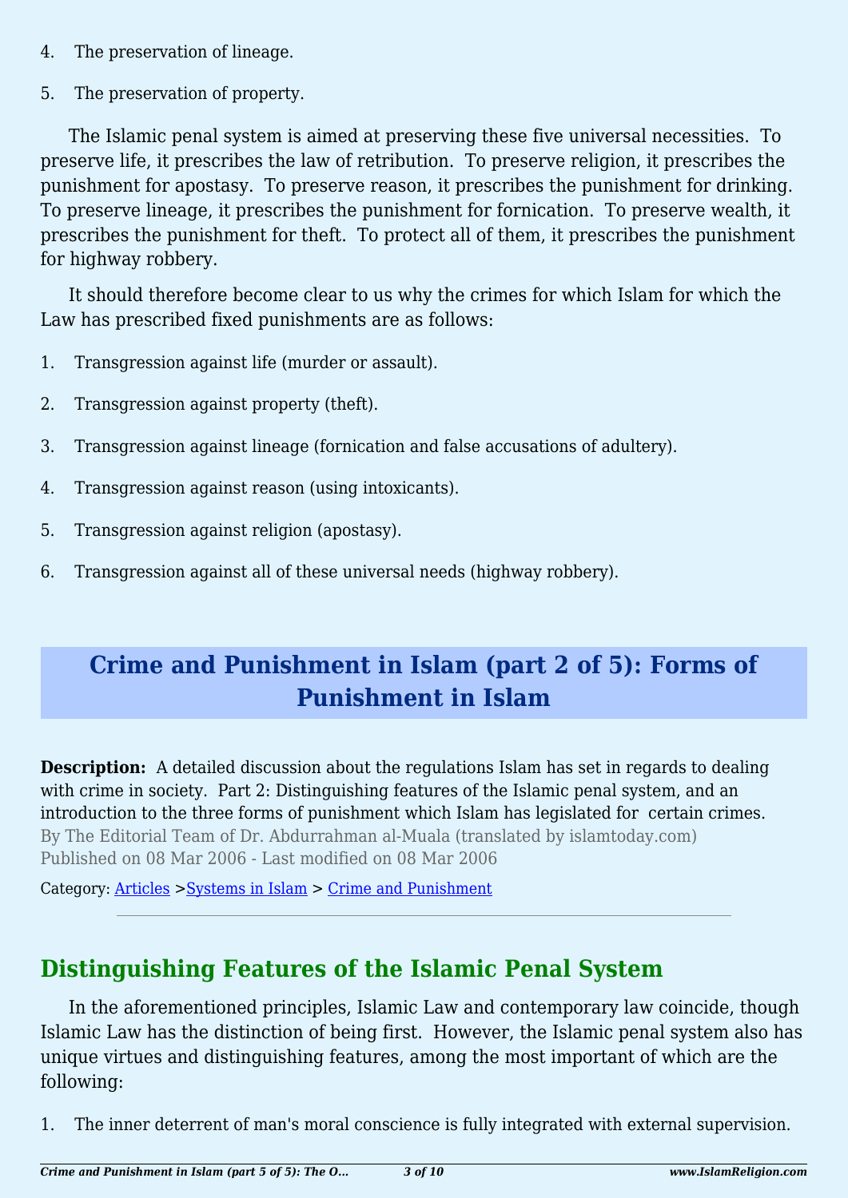4. The preservation of lineage.

5. The preservation of property.

The Islamic penal system is aimed at preserving these five universal necessities. To preserve life, it prescribes the law of retribution. To preserve religion, it prescribes the punishment for apostasy. To preserve reason, it prescribes the punishment for drinking. To preserve lineage, it prescribes the punishment for fornication. To preserve wealth, it prescribes the punishment for theft. To protect all of them, it prescribes the punishment for highway robbery.

It should therefore become clear to us why the crimes for which Islam for which the Law has prescribed fixed punishments are as follows:

1. Transgression against life (murder or assault).

2. Transgression against property (theft).

3. Transgression against lineage (fornication and false accusations of adultery).

4. Transgression against reason (using intoxicants).

5. Transgression against religion (apostasy).

6. Transgression against all of these universal needs (highway robbery).

# Crime and Punishment in Islam (part 2 of 5): Forms of Punishment in Islam

**Description:** A detailed discussion about the regulations Islam has set in regards to dealing with crime in society. Part 2: Distinguishing features of the Islamic penal system, and an introduction to the three forms of punishment which Islam has legislated for certain crimes.

By The Editorial Team of Dr. Abdurrahman al-Muala (translated by islamtoday.com)

Published on 08 Mar 2006 - Last modified on 08 Mar 2006

Category: Articles >Systems in Islam > Crime and Punishment

---

## Distinguishing Features of the Islamic Penal System

In the aforementioned principles, Islamic Law and contemporary law coincide, though Islamic Law has the distinction of being first. However, the Islamic penal system also has unique virtues and distinguishing features, among the most important of which are the following:

1. The inner deterrent of man's moral conscience is fully integrated with external supervision.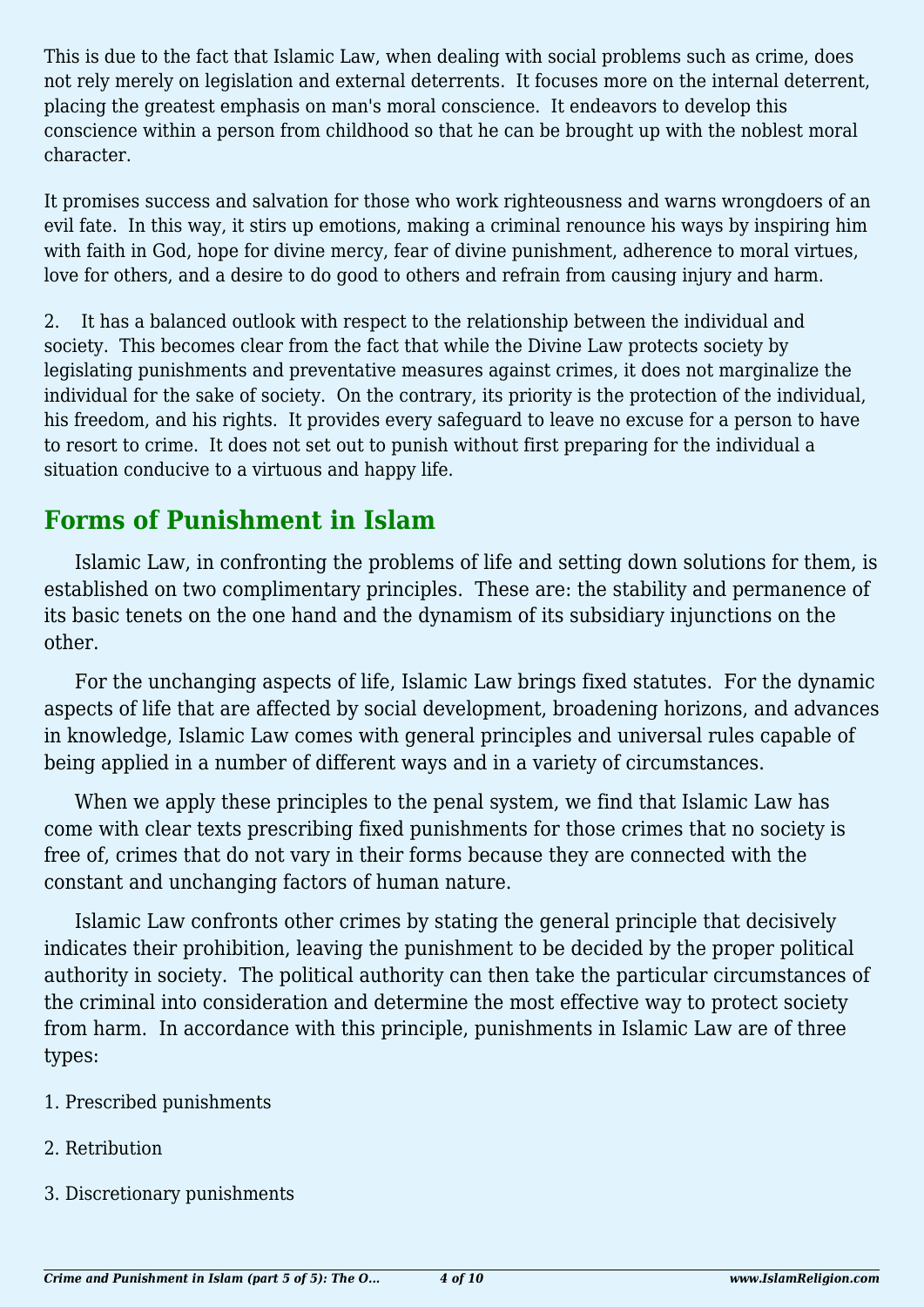This is due to the fact that Islamic Law, when dealing with social problems such as crime, does not rely merely on legislation and external deterrents. It focuses more on the internal deterrent, placing the greatest emphasis on man's moral conscience. It endeavors to develop this conscience within a person from childhood so that he can be brought up with the noblest moral character.

It promises success and salvation for those who work righteousness and warns wrongdoers of an evil fate. In this way, it stirs up emotions, making a criminal renounce his ways by inspiring him with faith in God, hope for divine mercy, fear of divine punishment, adherence to moral virtues, love for others, and a desire to do good to others and refrain from causing injury and harm.

2. It has a balanced outlook with respect to the relationship between the individual and society. This becomes clear from the fact that while the Divine Law protects society by legislating punishments and preventative measures against crimes, it does not marginalize the individual for the sake of society. On the contrary, its priority is the protection of the individual, his freedom, and his rights. It provides every safeguard to leave no excuse for a person to have to resort to crime. It does not set out to punish without first preparing for the individual a situation conducive to a virtuous and happy life.

## Forms of Punishment in Islam

Islamic Law, in confronting the problems of life and setting down solutions for them, is established on two complimentary principles. These are: the stability and permanence of its basic tenets on the one hand and the dynamism of its subsidiary injunctions on the other.

For the unchanging aspects of life, Islamic Law brings fixed statutes. For the dynamic aspects of life that are affected by social development, broadening horizons, and advances in knowledge, Islamic Law comes with general principles and universal rules capable of being applied in a number of different ways and in a variety of circumstances.

When we apply these principles to the penal system, we find that Islamic Law has come with clear texts prescribing fixed punishments for those crimes that no society is free of, crimes that do not vary in their forms because they are connected with the constant and unchanging factors of human nature.

Islamic Law confronts other crimes by stating the general principle that decisively indicates their prohibition, leaving the punishment to be decided by the proper political authority in society. The political authority can then take the particular circumstances of the criminal into consideration and determine the most effective way to protect society from harm. In accordance with this principle, punishments in Islamic Law are of three types:

1. Prescribed punishments

2. Retribution

3. Discretionary punishments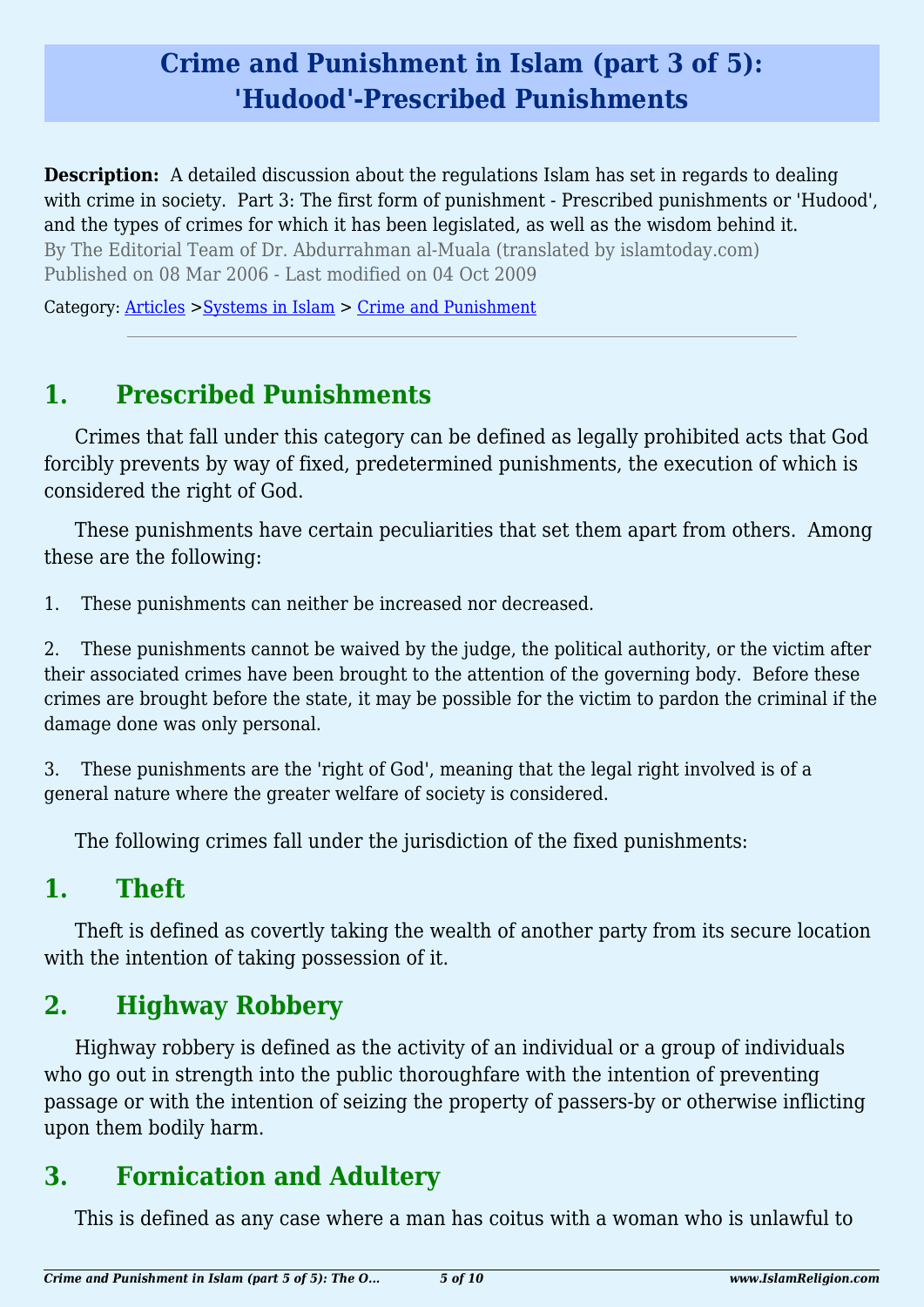# Crime and Punishment in Islam (part 3 of 5): 'Hudood'-Prescribed Punishments

**Description:** A detailed discussion about the regulations Islam has set in regards to dealing with crime in society. Part 3: The first form of punishment - Prescribed punishments or 'Hudood', and the types of crimes for which it has been legislated, as well as the wisdom behind it.

By The Editorial Team of Dr. Abdurrahman al-Muala (translated by islamtoday.com)

Published on 08 Mar 2006 - Last modified on 04 Oct 2009

Category: Articles >Systems in Islam > Crime and Punishment

---

## 1. Prescribed Punishments

Crimes that fall under this category can be defined as legally prohibited acts that God forcibly prevents by way of fixed, predetermined punishments, the execution of which is considered the right of God.

These punishments have certain peculiarities that set them apart from others. Among these are the following:

1. These punishments can neither be increased nor decreased.

2. These punishments cannot be waived by the judge, the political authority, or the victim after their associated crimes have been brought to the attention of the governing body. Before these crimes are brought before the state, it may be possible for the victim to pardon the criminal if the damage done was only personal.

3. These punishments are the 'right of God', meaning that the legal right involved is of a general nature where the greater welfare of society is considered.

The following crimes fall under the jurisdiction of the fixed punishments:

## 1. Theft

Theft is defined as covertly taking the wealth of another party from its secure location with the intention of taking possession of it.

## 2. Highway Robbery

Highway robbery is defined as the activity of an individual or a group of individuals who go out in strength into the public thoroughfare with the intention of preventing passage or with the intention of seizing the property of passers-by or otherwise inflicting upon them bodily harm.

## 3. Fornication and Adultery

This is defined as any case where a man has coitus with a woman who is unlawful to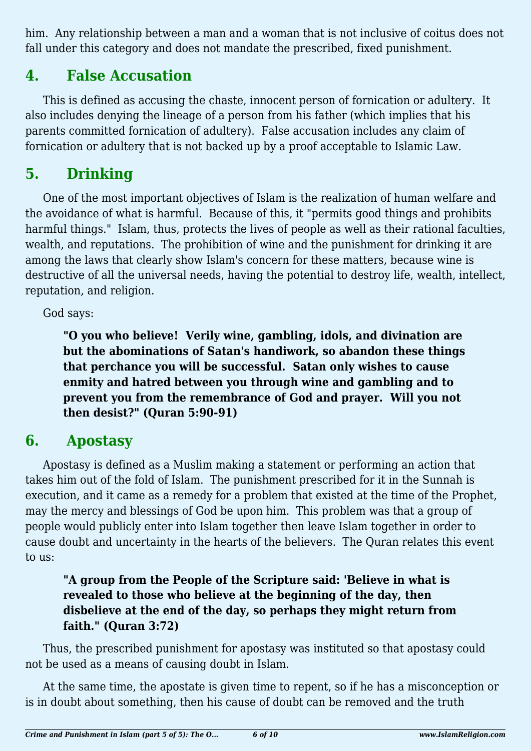him.  Any relationship between a man and a woman that is not inclusive of coitus does not fall under this category and does not mandate the prescribed, fixed punishment.

## 4. False Accusation

This is defined as accusing the chaste, innocent person of fornication or adultery.  It also includes denying the lineage of a person from his father (which implies that his parents committed fornication of adultery).  False accusation includes any claim of fornication or adultery that is not backed up by a proof acceptable to Islamic Law.

## 5. Drinking

One of the most important objectives of Islam is the realization of human welfare and the avoidance of what is harmful.  Because of this, it "permits good things and prohibits harmful things."  Islam, thus, protects the lives of people as well as their rational faculties, wealth, and reputations.  The prohibition of wine and the punishment for drinking it are among the laws that clearly show Islam's concern for these matters, because wine is destructive of all the universal needs, having the potential to destroy life, wealth, intellect, reputation, and religion.

God says:

> **"O you who believe!  Verily wine, gambling, idols, and divination are but the abominations of Satan's handiwork, so abandon these things that perchance you will be successful.  Satan only wishes to cause enmity and hatred between you through wine and gambling and to prevent you from the remembrance of God and prayer.  Will you not then desist?" (Quran 5:90-91)**

## 6. Apostasy

Apostasy is defined as a Muslim making a statement or performing an action that takes him out of the fold of Islam.  The punishment prescribed for it in the Sunnah is execution, and it came as a remedy for a problem that existed at the time of the Prophet, may the mercy and blessings of God be upon him.  This problem was that a group of people would publicly enter into Islam together then leave Islam together in order to cause doubt and uncertainty in the hearts of the believers.  The Quran relates this event to us:

> **"A group from the People of the Scripture said: 'Believe in what is revealed to those who believe at the beginning of the day, then disbelieve at the end of the day, so perhaps they might return from faith." (Quran 3:72)**

Thus, the prescribed punishment for apostasy was instituted so that apostasy could not be used as a means of causing doubt in Islam.

At the same time, the apostate is given time to repent, so if he has a misconception or is in doubt about something, then his cause of doubt can be removed and the truth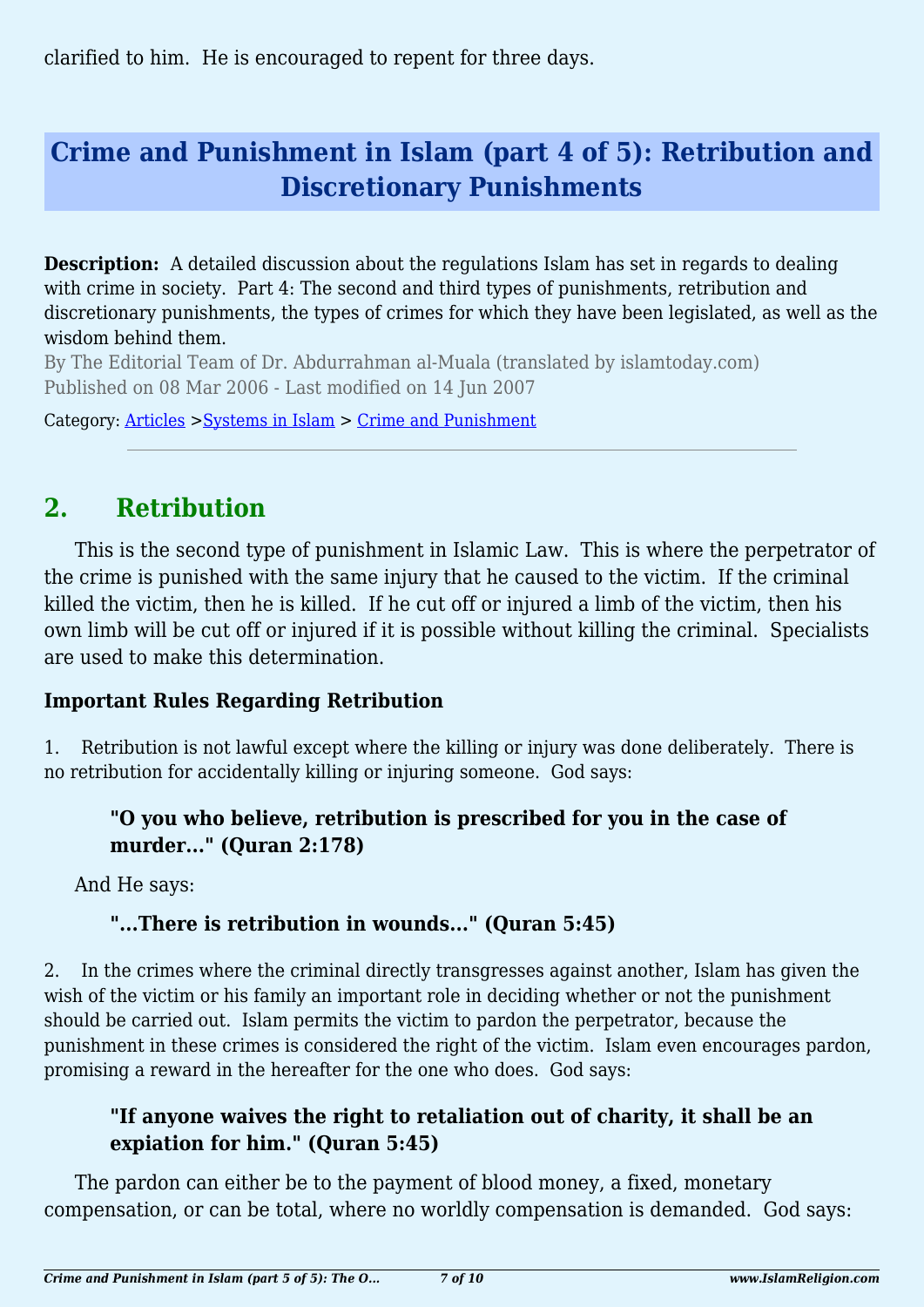clarified to him.  He is encouraged to repent for three days.

# Crime and Punishment in Islam (part 4 of 5): Retribution and Discretionary Punishments

**Description:** A detailed discussion about the regulations Islam has set in regards to dealing with crime in society.  Part 4: The second and third types of punishments, retribution and discretionary punishments, the types of crimes for which they have been legislated, as well as the wisdom behind them.

By The Editorial Team of Dr. Abdurrahman al-Muala (translated by islamtoday.com)

Published on 08 Mar 2006 - Last modified on 14 Jun 2007

Category: Articles >Systems in Islam > Crime and Punishment

---

## 2. Retribution

This is the second type of punishment in Islamic Law.  This is where the perpetrator of the crime is punished with the same injury that he caused to the victim.  If the criminal killed the victim, then he is killed.  If he cut off or injured a limb of the victim, then his own limb will be cut off or injured if it is possible without killing the criminal.  Specialists are used to make this determination.

### Important Rules Regarding Retribution

1. Retribution is not lawful except where the killing or injury was done deliberately.  There is no retribution for accidentally killing or injuring someone.  God says:

> **"O you who believe, retribution is prescribed for you in the case of murder…" (Quran 2:178)**

And He says:

> **"…There is retribution in wounds…" (Quran 5:45)**

2. In the crimes where the criminal directly transgresses against another, Islam has given the wish of the victim or his family an important role in deciding whether or not the punishment should be carried out.  Islam permits the victim to pardon the perpetrator, because the punishment in these crimes is considered the right of the victim.  Islam even encourages pardon, promising a reward in the hereafter for the one who does.  God says:

> **"If anyone waives the right to retaliation out of charity, it shall be an expiation for him." (Quran 5:45)**

The pardon can either be to the payment of blood money, a fixed, monetary compensation, or can be total, where no worldly compensation is demanded.  God says: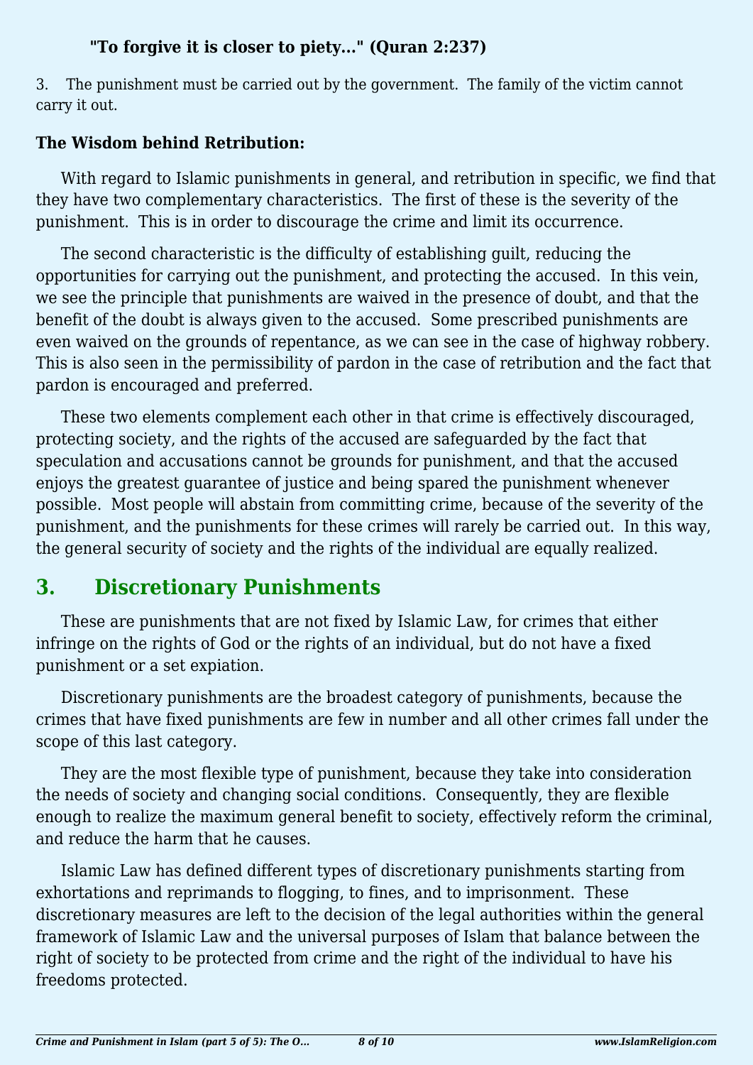**"To forgive it is closer to piety..." (Quran 2:237)**

3. The punishment must be carried out by the government. The family of the victim cannot carry it out.

**The Wisdom behind Retribution:**

With regard to Islamic punishments in general, and retribution in specific, we find that they have two complementary characteristics. The first of these is the severity of the punishment. This is in order to discourage the crime and limit its occurrence.

The second characteristic is the difficulty of establishing guilt, reducing the opportunities for carrying out the punishment, and protecting the accused. In this vein, we see the principle that punishments are waived in the presence of doubt, and that the benefit of the doubt is always given to the accused. Some prescribed punishments are even waived on the grounds of repentance, as we can see in the case of highway robbery. This is also seen in the permissibility of pardon in the case of retribution and the fact that pardon is encouraged and preferred.

These two elements complement each other in that crime is effectively discouraged, protecting society, and the rights of the accused are safeguarded by the fact that speculation and accusations cannot be grounds for punishment, and that the accused enjoys the greatest guarantee of justice and being spared the punishment whenever possible. Most people will abstain from committing crime, because of the severity of the punishment, and the punishments for these crimes will rarely be carried out. In this way, the general security of society and the rights of the individual are equally realized.

## 3. Discretionary Punishments

These are punishments that are not fixed by Islamic Law, for crimes that either infringe on the rights of God or the rights of an individual, but do not have a fixed punishment or a set expiation.

Discretionary punishments are the broadest category of punishments, because the crimes that have fixed punishments are few in number and all other crimes fall under the scope of this last category.

They are the most flexible type of punishment, because they take into consideration the needs of society and changing social conditions. Consequently, they are flexible enough to realize the maximum general benefit to society, effectively reform the criminal, and reduce the harm that he causes.

Islamic Law has defined different types of discretionary punishments starting from exhortations and reprimands to flogging, to fines, and to imprisonment. These discretionary measures are left to the decision of the legal authorities within the general framework of Islamic Law and the universal purposes of Islam that balance between the right of society to be protected from crime and the right of the individual to have his freedoms protected.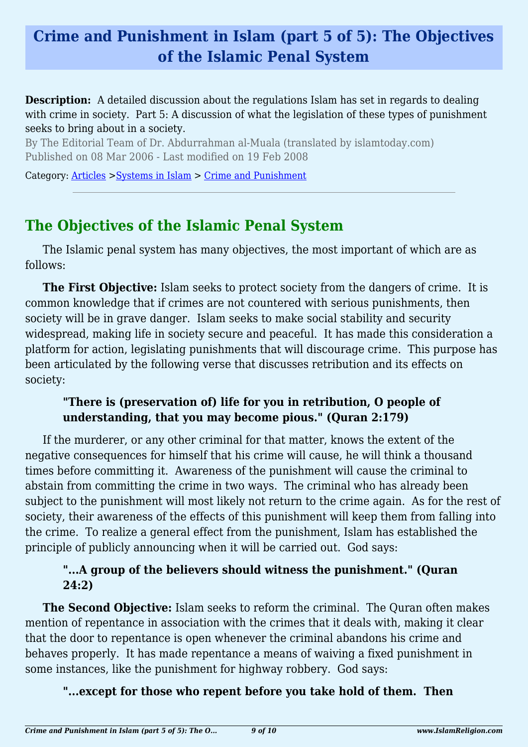# Crime and Punishment in Islam (part 5 of 5): The Objectives of the Islamic Penal System

**Description:** A detailed discussion about the regulations Islam has set in regards to dealing with crime in society. Part 5: A discussion of what the legislation of these types of punishment seeks to bring about in a society.

By The Editorial Team of Dr. Abdurrahman al-Muala (translated by islamtoday.com)

Published on 08 Mar 2006 - Last modified on 19 Feb 2008

Category: Articles >Systems in Islam > Crime and Punishment

---

## The Objectives of the Islamic Penal System

The Islamic penal system has many objectives, the most important of which are as follows:

**The First Objective:** Islam seeks to protect society from the dangers of crime. It is common knowledge that if crimes are not countered with serious punishments, then society will be in grave danger. Islam seeks to make social stability and security widespread, making life in society secure and peaceful. It has made this consideration a platform for action, legislating punishments that will discourage crime. This purpose has been articulated by the following verse that discusses retribution and its effects on society:

> **"There is (preservation of) life for you in retribution, O people of understanding, that you may become pious." (Quran 2:179)**

If the murderer, or any other criminal for that matter, knows the extent of the negative consequences for himself that his crime will cause, he will think a thousand times before committing it. Awareness of the punishment will cause the criminal to abstain from committing the crime in two ways. The criminal who has already been subject to the punishment will most likely not return to the crime again. As for the rest of society, their awareness of the effects of this punishment will keep them from falling into the crime. To realize a general effect from the punishment, Islam has established the principle of publicly announcing when it will be carried out. God says:

> **"...A group of the believers should witness the punishment." (Quran 24:2)**

**The Second Objective:** Islam seeks to reform the criminal. The Quran often makes mention of repentance in association with the crimes that it deals with, making it clear that the door to repentance is open whenever the criminal abandons his crime and behaves properly. It has made repentance a means of waiving a fixed punishment in some instances, like the punishment for highway robbery. God says:

> **"...except for those who repent before you take hold of them. Then**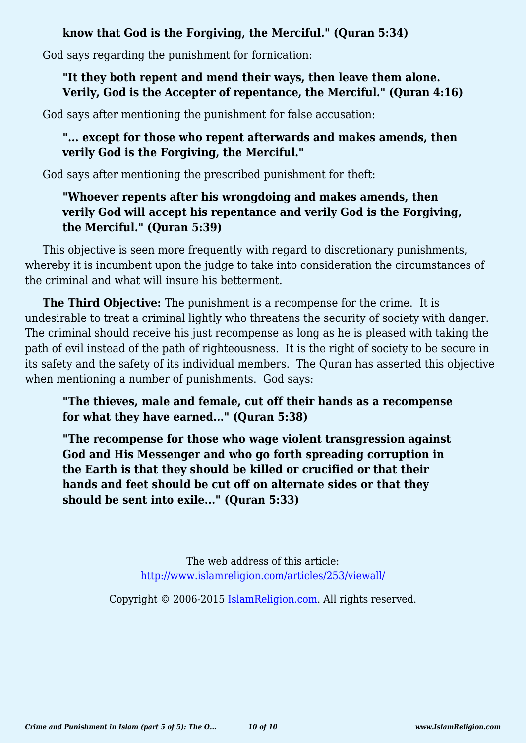**know that God is the Forgiving, the Merciful." (Quran 5:34)**

God says regarding the punishment for fornication:

> **"It they both repent and mend their ways, then leave them alone. Verily, God is the Accepter of repentance, the Merciful." (Quran 4:16)**

God says after mentioning the punishment for false accusation:

> **"... except for those who repent afterwards and makes amends, then verily God is the Forgiving, the Merciful."**

God says after mentioning the prescribed punishment for theft:

> **"Whoever repents after his wrongdoing and makes amends, then verily God will accept his repentance and verily God is the Forgiving, the Merciful." (Quran 5:39)**

This objective is seen more frequently with regard to discretionary punishments, whereby it is incumbent upon the judge to take into consideration the circumstances of the criminal and what will insure his betterment.

**The Third Objective:** The punishment is a recompense for the crime. It is undesirable to treat a criminal lightly who threatens the security of society with danger. The criminal should receive his just recompense as long as he is pleased with taking the path of evil instead of the path of righteousness. It is the right of society to be secure in its safety and the safety of its individual members. The Quran has asserted this objective when mentioning a number of punishments. God says:

> **"The thieves, male and female, cut off their hands as a recompense for what they have earned..." (Quran 5:38)**

> **"The recompense for those who wage violent transgression against God and His Messenger and who go forth spreading corruption in the Earth is that they should be killed or crucified or that their hands and feet should be cut off on alternate sides or that they should be sent into exile..." (Quran 5:33)**

The web address of this article:
http://www.islamreligion.com/articles/253/viewall/

Copyright © 2006-2015 IslamReligion.com. All rights reserved.